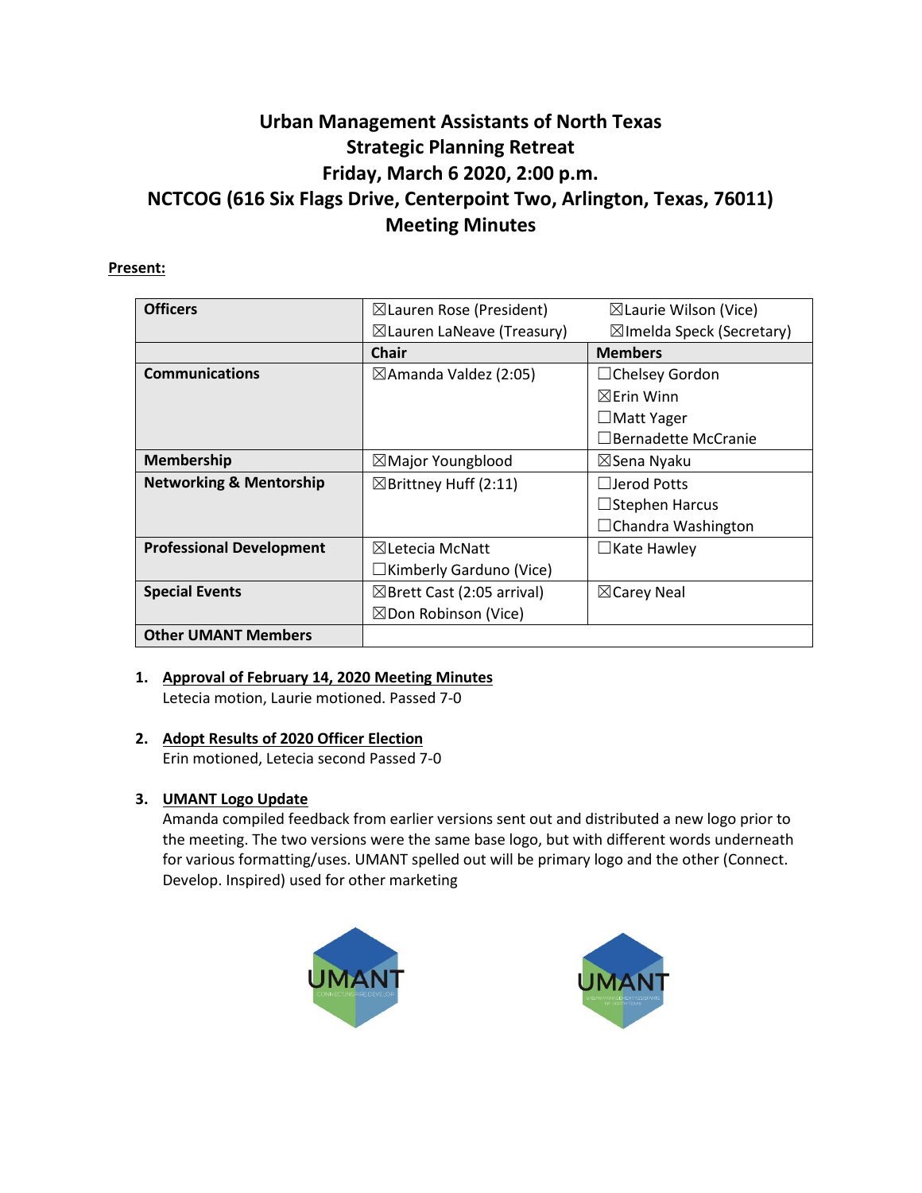# Urban Management Assistants of North Texas
# Strategic Planning Retreat
# Friday, March 6 2020, 2:00 p.m.
# NCTCOG (616 Six Flags Drive, Centerpoint Two, Arlington, Texas, 76011)
# Meeting Minutes

**Present:**

| Officers | ☒Lauren Rose (President)<br>☒Lauren LaNeave (Treasury) | ☒Laurie Wilson (Vice)<br>☒Imelda Speck (Secretary) |
|---|---|---|
| | **Chair** | **Members** |
| **Communications** | ☒Amanda Valdez (2:05) | ☐Chelsey Gordon<br>☒Erin Winn<br>☐Matt Yager<br>☐Bernadette McCranie |
| **Membership** | ☒Major Youngblood | ☒Sena Nyaku |
| **Networking & Mentorship** | ☒Brittney Huff (2:11) | ☐Jerod Potts<br>☐Stephen Harcus<br>☐Chandra Washington |
| **Professional Development** | ☒Letecia McNatt<br>☐Kimberly Garduno (Vice) | ☐Kate Hawley |
| **Special Events** | ☒Brett Cast (2:05 arrival)<br>☒Don Robinson (Vice) | ☒Carey Neal |
| **Other UMANT Members** | | |

1. **Approval of February 14, 2020 Meeting Minutes**
   Letecia motion, Laurie motioned. Passed 7-0

2. **Adopt Results of 2020 Officer Election**
   Erin motioned, Letecia second Passed 7-0

3. **UMANT Logo Update**
   Amanda compiled feedback from earlier versions sent out and distributed a new logo prior to the meeting. The two versions were the same base logo, but with different words underneath for various formatting/uses. UMANT spelled out will be primary logo and the other (Connect. Develop. Inspired) used for other marketing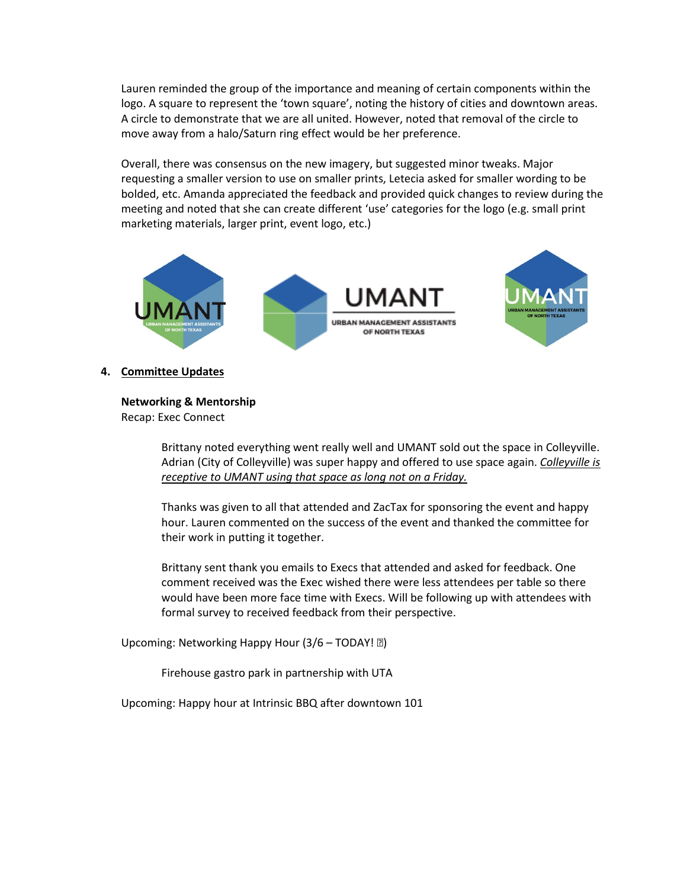Lauren reminded the group of the importance and meaning of certain components within the logo. A square to represent the 'town square', noting the history of cities and downtown areas. A circle to demonstrate that we are all united. However, noted that removal of the circle to move away from a halo/Saturn ring effect would be her preference.

Overall, there was consensus on the new imagery, but suggested minor tweaks. Major requesting a smaller version to use on smaller prints, Letecia asked for smaller wording to be bolded, etc. Amanda appreciated the feedback and provided quick changes to review during the meeting and noted that she can create different 'use' categories for the logo (e.g. small print marketing materials, larger print, event logo, etc.)

4. **Committee Updates**

**Networking & Mentorship**

Recap: Exec Connect

> Brittany noted everything went really well and UMANT sold out the space in Colleyville. Adrian (City of Colleyville) was super happy and offered to use space again. _Colleyville is receptive to UMANT using that space as long not on a Friday._
>
> Thanks was given to all that attended and ZacTax for sponsoring the event and happy hour. Lauren commented on the success of the event and thanked the committee for their work in putting it together.
>
> Brittany sent thank you emails to Execs that attended and asked for feedback. One comment received was the Exec wished there were less attendees per table so there would have been more face time with Execs. Will be following up with attendees with formal survey to received feedback from their perspective.

Upcoming: Networking Happy Hour (3/6 – TODAY! ☺)

> Firehouse gastro park in partnership with UTA

Upcoming: Happy hour at Intrinsic BBQ after downtown 101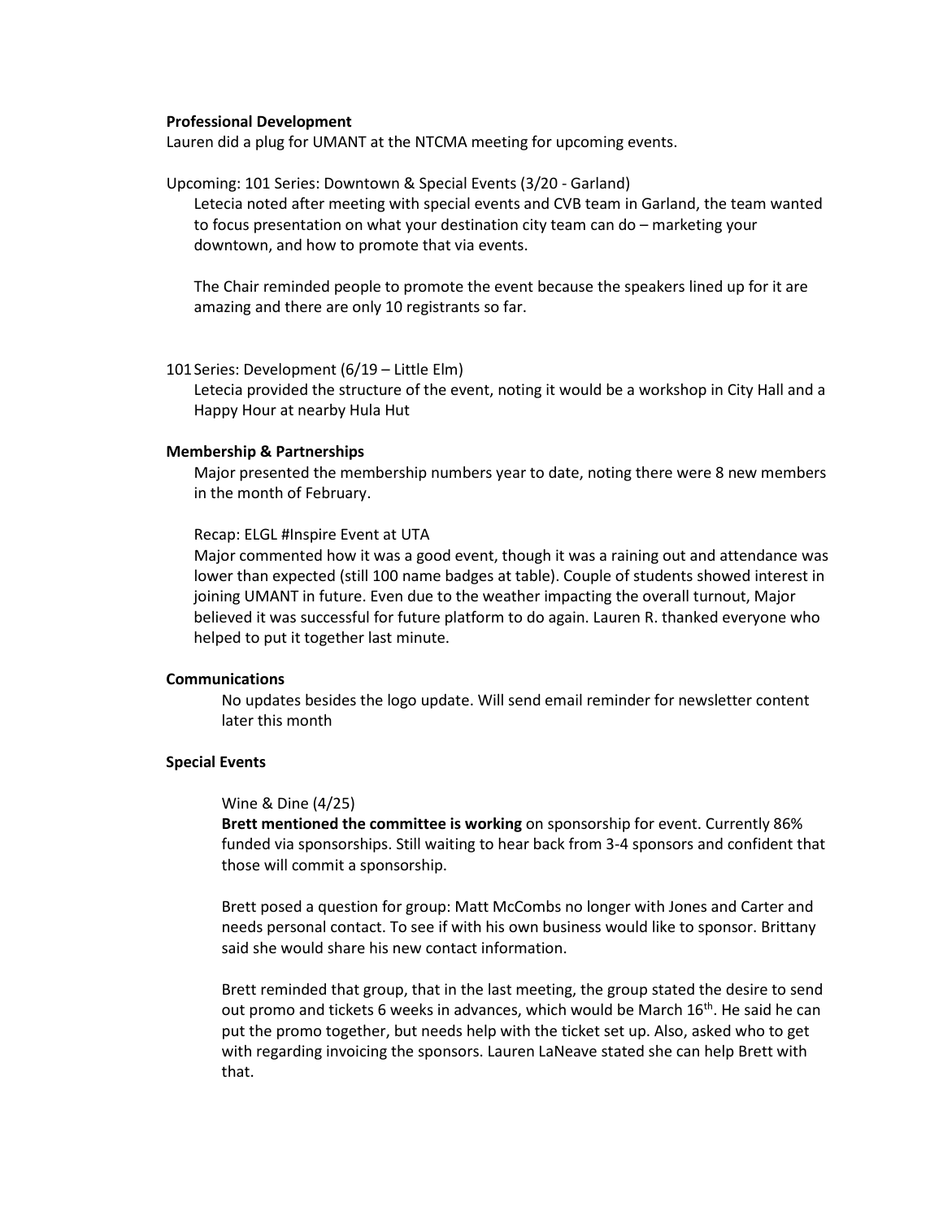**Professional Development**

Lauren did a plug for UMANT at the NTCMA meeting for upcoming events.

Upcoming: 101 Series: Downtown & Special Events (3/20 - Garland)

Letecia noted after meeting with special events and CVB team in Garland, the team wanted to focus presentation on what your destination city team can do – marketing your downtown, and how to promote that via events.

The Chair reminded people to promote the event because the speakers lined up for it are amazing and there are only 10 registrants so far.

101 Series: Development (6/19 – Little Elm)

Letecia provided the structure of the event, noting it would be a workshop in City Hall and a Happy Hour at nearby Hula Hut

**Membership & Partnerships**

Major presented the membership numbers year to date, noting there were 8 new members in the month of February.

Recap: ELGL #Inspire Event at UTA

Major commented how it was a good event, though it was a raining out and attendance was lower than expected (still 100 name badges at table). Couple of students showed interest in joining UMANT in future. Even due to the weather impacting the overall turnout, Major believed it was successful for future platform to do again. Lauren R. thanked everyone who helped to put it together last minute.

**Communications**

No updates besides the logo update. Will send email reminder for newsletter content later this month

**Special Events**

Wine & Dine (4/25)

**Brett mentioned the committee is working** on sponsorship for event. Currently 86% funded via sponsorships. Still waiting to hear back from 3-4 sponsors and confident that those will commit a sponsorship.

Brett posed a question for group: Matt McCombs no longer with Jones and Carter and needs personal contact. To see if with his own business would like to sponsor. Brittany said she would share his new contact information.

Brett reminded that group, that in the last meeting, the group stated the desire to send out promo and tickets 6 weeks in advances, which would be March 16th. He said he can put the promo together, but needs help with the ticket set up. Also, asked who to get with regarding invoicing the sponsors. Lauren LaNeave stated she can help Brett with that.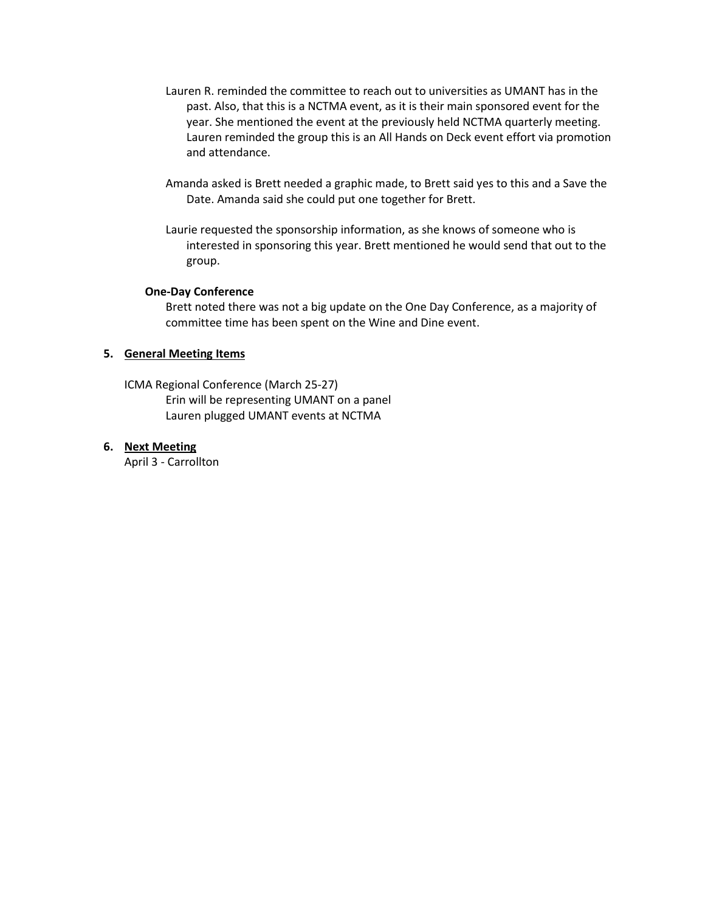Lauren R. reminded the committee to reach out to universities as UMANT has in the past. Also, that this is a NCTMA event, as it is their main sponsored event for the year. She mentioned the event at the previously held NCTMA quarterly meeting. Lauren reminded the group this is an All Hands on Deck event effort via promotion and attendance.

Amanda asked is Brett needed a graphic made, to Brett said yes to this and a Save the Date. Amanda said she could put one together for Brett.

Laurie requested the sponsorship information, as she knows of someone who is interested in sponsoring this year. Brett mentioned he would send that out to the group.

**One-Day Conference**

Brett noted there was not a big update on the One Day Conference, as a majority of committee time has been spent on the Wine and Dine event.

## 5. General Meeting Items

ICMA Regional Conference (March 25-27)

Erin will be representing UMANT on a panel

Lauren plugged UMANT events at NCTMA

## 6. Next Meeting

April 3 - Carrollton